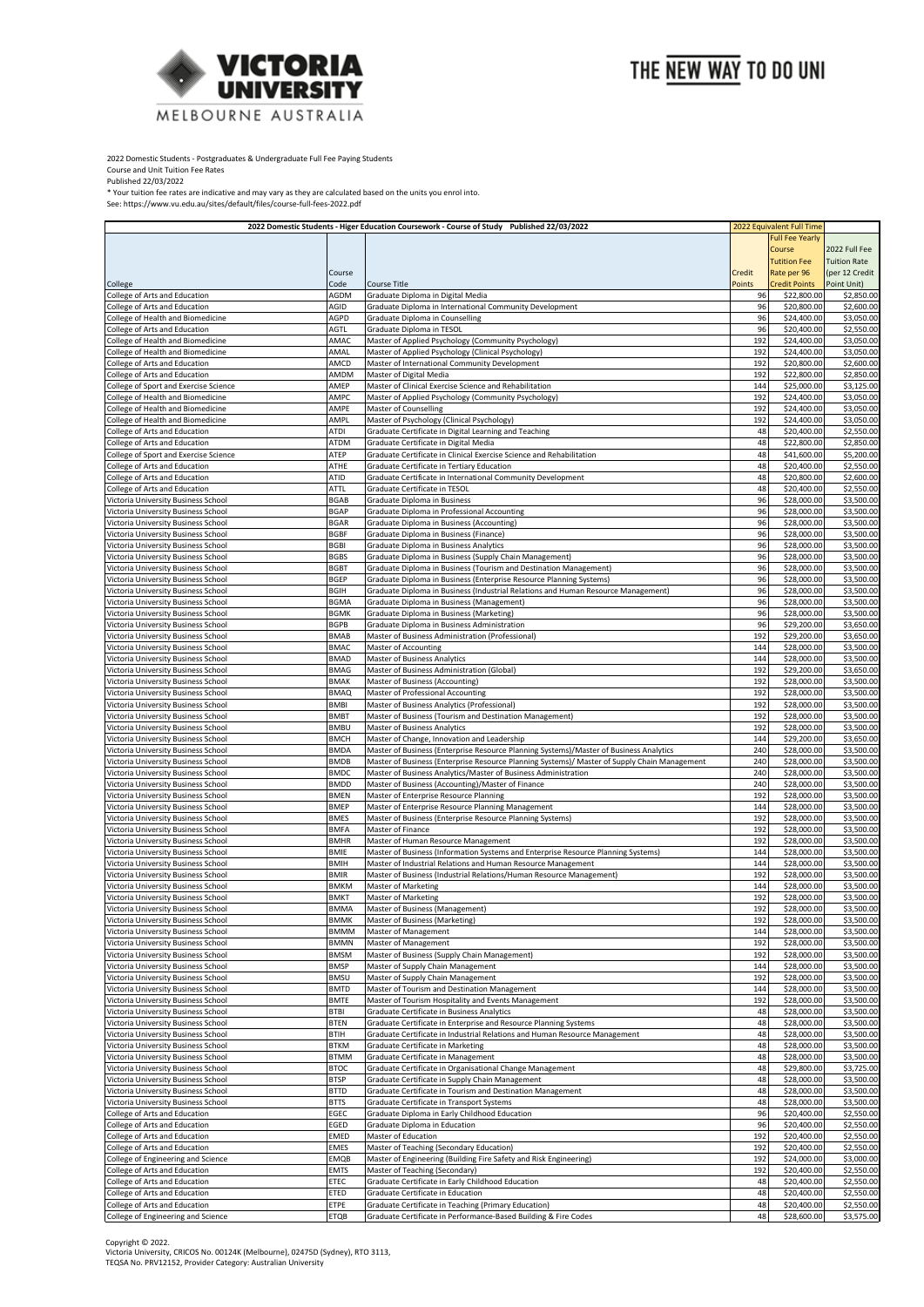2022 Domestic Students - Postgraduates & Undergraduate Full Fee Paying Students
Course and Unit Tuition Fee Rates
Published 22/03/2022
* Your tuition fee rates are indicative and may vary as they are calculated based on the units you enrol into.
See: https://www.vu.edu.au/sites/default/files/course-full-fees-2022.pdf

| 2022 Domestic Students - Higer Education Coursework - Course of Study Published 22/03/2022 | | | | 2022 Equivalent Full Time | |
|---|---|---|---|---|---|
| College | Course Code | Course Title | Credit Points | Full Fee Yearly Course Tutition Fee Rate per 96 Credit Points | 2022 Full Fee Tuition Rate (per 12 Credit Point Unit) |
| College of Arts and Education | AGDM | Graduate Diploma in Digital Media | 96 | $22,800.00 | $2,850.00 |
| College of Arts and Education | AGID | Graduate Diploma in International Community Development | 96 | $20,800.00 | $2,600.00 |
| College of Health and Biomedicine | AGPD | Graduate Diploma in Counselling | 96 | $24,400.00 | $3,050.00 |
| College of Arts and Education | AGTL | Graduate Diploma in TESOL | 96 | $20,400.00 | $2,550.00 |
| College of Health and Biomedicine | AMAC | Master of Applied Psychology (Community Psychology) | 192 | $24,400.00 | $3,050.00 |
| College of Health and Biomedicine | AMAL | Master of Applied Psychology (Clinical Psychology) | 192 | $24,400.00 | $3,050.00 |
| College of Arts and Education | AMCD | Master of International Community Development | 192 | $20,800.00 | $2,600.00 |
| College of Arts and Education | AMDM | Master of Digital Media | 192 | $22,800.00 | $2,850.00 |
| College of Sport and Exercise Science | AMEP | Master of Clinical Exercise Science and Rehabilitation | 144 | $25,000.00 | $3,125.00 |
| College of Health and Biomedicine | AMPC | Master of Applied Psychology (Community Psychology) | 192 | $24,400.00 | $3,050.00 |
| College of Health and Biomedicine | AMPE | Master of Counselling | 192 | $24,400.00 | $3,050.00 |
| College of Health and Biomedicine | AMPL | Master of Psychology (Clinical Psychology) | 192 | $24,400.00 | $3,050.00 |
| College of Arts and Education | ATDI | Graduate Certificate in Digital Learning and Teaching | 48 | $20,400.00 | $2,550.00 |
| College of Arts and Education | ATDM | Graduate Certificate in Digital Media | 48 | $22,800.00 | $2,850.00 |
| College of Sport and Exercise Science | ATEP | Graduate Certificate in Clinical Exercise Science and Rehabilitation | 48 | $41,600.00 | $5,200.00 |
| College of Arts and Education | ATHE | Graduate Certificate in Tertiary Education | 48 | $20,400.00 | $2,550.00 |
| College of Arts and Education | ATID | Graduate Certificate in International Community Development | 48 | $20,800.00 | $2,600.00 |
| College of Arts and Education | ATTL | Graduate Certificate in TESOL | 48 | $20,400.00 | $2,550.00 |
| Victoria University Business School | BGAB | Graduate Diploma in Business | 96 | $28,000.00 | $3,500.00 |
| Victoria University Business School | BGAP | Graduate Diploma in Professional Accounting | 96 | $28,000.00 | $3,500.00 |
| Victoria University Business School | BGAR | Graduate Diploma in Business (Accounting) | 96 | $28,000.00 | $3,500.00 |
| Victoria University Business School | BGBF | Graduate Diploma in Business (Finance) | 96 | $28,000.00 | $3,500.00 |
| Victoria University Business School | BGBI | Graduate Diploma in Business Analytics | 96 | $28,000.00 | $3,500.00 |
| Victoria University Business School | BGBS | Graduate Diploma in Business (Supply Chain Management) | 96 | $28,000.00 | $3,500.00 |
| Victoria University Business School | BGBT | Graduate Diploma in Business (Tourism and Destination Management) | 96 | $28,000.00 | $3,500.00 |
| Victoria University Business School | BGEP | Graduate Diploma in Business (Enterprise Resource Planning Systems) | 96 | $28,000.00 | $3,500.00 |
| Victoria University Business School | BGIH | Graduate Diploma in Business (Industrial Relations and Human Resource Management) | 96 | $28,000.00 | $3,500.00 |
| Victoria University Business School | BGMA | Graduate Diploma in Business (Management) | 96 | $28,000.00 | $3,500.00 |
| Victoria University Business School | BGMK | Graduate Diploma in Business (Marketing) | 96 | $28,000.00 | $3,500.00 |
| Victoria University Business School | BGPB | Graduate Diploma in Business Administration | 96 | $29,200.00 | $3,650.00 |
| Victoria University Business School | BMAB | Master of Business Administration (Professional) | 192 | $29,200.00 | $3,650.00 |
| Victoria University Business School | BMAC | Master of Accounting | 144 | $28,000.00 | $3,500.00 |
| Victoria University Business School | BMAD | Master of Business Analytics | 144 | $28,000.00 | $3,500.00 |
| Victoria University Business School | BMAG | Master of Business Administration (Global) | 192 | $29,200.00 | $3,650.00 |
| Victoria University Business School | BMAK | Master of Business (Accounting) | 192 | $28,000.00 | $3,500.00 |
| Victoria University Business School | BMAQ | Master of Professional Accounting | 192 | $28,000.00 | $3,500.00 |
| Victoria University Business School | BMBI | Master of Business Analytics (Professional) | 192 | $28,000.00 | $3,500.00 |
| Victoria University Business School | BMBT | Master of Business (Tourism and Destination Management) | 192 | $28,000.00 | $3,500.00 |
| Victoria University Business School | BMBU | Master of Business Analytics | 192 | $28,000.00 | $3,500.00 |
| Victoria University Business School | BMCH | Master of Change, Innovation and Leadership | 144 | $29,200.00 | $3,650.00 |
| Victoria University Business School | BMDA | Master of Business (Enterprise Resource Planning Systems)/Master of Business Analytics | 240 | $28,000.00 | $3,500.00 |
| Victoria University Business School | BMDB | Master of Business (Enterprise Resource Planning Systems)/ Master of Supply Chain Management | 240 | $28,000.00 | $3,500.00 |
| Victoria University Business School | BMDC | Master of Business Analytics/Master of Business Administration | 240 | $28,000.00 | $3,500.00 |
| Victoria University Business School | BMDD | Master of Business (Accounting)/Master of Finance | 240 | $28,000.00 | $3,500.00 |
| Victoria University Business School | BMEN | Master of Enterprise Resource Planning | 192 | $28,000.00 | $3,500.00 |
| Victoria University Business School | BMEP | Master of Enterprise Resource Planning Management | 144 | $28,000.00 | $3,500.00 |
| Victoria University Business School | BMES | Master of Business (Enterprise Resource Planning Systems) | 192 | $28,000.00 | $3,500.00 |
| Victoria University Business School | BMFA | Master of Finance | 192 | $28,000.00 | $3,500.00 |
| Victoria University Business School | BMHR | Master of Human Resource Management | 192 | $28,000.00 | $3,500.00 |
| Victoria University Business School | BMIE | Master of Business (Information Systems and Enterprise Resource Planning Systems) | 144 | $28,000.00 | $3,500.00 |
| Victoria University Business School | BMIH | Master of Industrial Relations and Human Resource Management | 144 | $28,000.00 | $3,500.00 |
| Victoria University Business School | BMIR | Master of Business (Industrial Relations/Human Resource Management) | 192 | $28,000.00 | $3,500.00 |
| Victoria University Business School | BMKM | Master of Marketing | 144 | $28,000.00 | $3,500.00 |
| Victoria University Business School | BMKT | Master of Marketing | 192 | $28,000.00 | $3,500.00 |
| Victoria University Business School | BMMA | Master of Business (Management) | 192 | $28,000.00 | $3,500.00 |
| Victoria University Business School | BMMK | Master of Business (Marketing) | 192 | $28,000.00 | $3,500.00 |
| Victoria University Business School | BMMM | Master of Management | 144 | $28,000.00 | $3,500.00 |
| Victoria University Business School | BMMN | Master of Management | 192 | $28,000.00 | $3,500.00 |
| Victoria University Business School | BMSM | Master of Business (Supply Chain Management) | 192 | $28,000.00 | $3,500.00 |
| Victoria University Business School | BMSP | Master of Supply Chain Management | 144 | $28,000.00 | $3,500.00 |
| Victoria University Business School | BMSU | Master of Supply Chain Management | 192 | $28,000.00 | $3,500.00 |
| Victoria University Business School | BMTD | Master of Tourism and Destination Management | 144 | $28,000.00 | $3,500.00 |
| Victoria University Business School | BMTE | Master of Tourism Hospitality and Events Management | 192 | $28,000.00 | $3,500.00 |
| Victoria University Business School | BTBI | Graduate Certificate in Business Analytics | 48 | $28,000.00 | $3,500.00 |
| Victoria University Business School | BTEN | Graduate Certificate in Enterprise and Resource Planning Systems | 48 | $28,000.00 | $3,500.00 |
| Victoria University Business School | BTIH | Graduate Certificate in Industrial Relations and Human Resource Management | 48 | $28,000.00 | $3,500.00 |
| Victoria University Business School | BTKM | Graduate Certificate in Marketing | 48 | $28,000.00 | $3,500.00 |
| Victoria University Business School | BTMM | Graduate Certificate in Management | 48 | $28,000.00 | $3,500.00 |
| Victoria University Business School | BTOC | Graduate Certificate in Organisational Change Management | 48 | $29,800.00 | $3,725.00 |
| Victoria University Business School | BTSP | Graduate Certificate in Supply Chain Management | 48 | $28,000.00 | $3,500.00 |
| Victoria University Business School | BTTD | Graduate Certificate in Tourism and Destination Management | 48 | $28,000.00 | $3,500.00 |
| Victoria University Business School | BTTS | Graduate Certificate in Transport Systems | 48 | $28,000.00 | $3,500.00 |
| College of Arts and Education | EGEC | Graduate Diploma in Early Childhood Education | 96 | $20,400.00 | $2,550.00 |
| College of Arts and Education | EGED | Graduate Diploma in Education | 96 | $20,400.00 | $2,550.00 |
| College of Arts and Education | EMED | Master of Education | 192 | $20,400.00 | $2,550.00 |
| College of Arts and Education | EMES | Master of Teaching (Secondary Education) | 192 | $20,400.00 | $2,550.00 |
| College of Engineering and Science | EMQB | Master of Engineering (Building Fire Safety and Risk Engineering) | 192 | $24,000.00 | $3,000.00 |
| College of Arts and Education | EMTS | Master of Teaching (Secondary) | 192 | $20,400.00 | $2,550.00 |
| College of Arts and Education | ETEC | Graduate Certificate in Early Childhood Education | 48 | $20,400.00 | $2,550.00 |
| College of Arts and Education | ETED | Graduate Certificate in Education | 48 | $20,400.00 | $2,550.00 |
| College of Arts and Education | ETPE | Graduate Certificate in Teaching (Primary Education) | 48 | $20,400.00 | $2,550.00 |
| College of Engineering and Science | ETQB | Graduate Certificate in Performance-Based Building & Fire Codes | 48 | $28,600.00 | $3,575.00 |

Copyright © 2022.
Victoria University, CRICOS No. 00124K (Melbourne), 02475D (Sydney), RTO 3113,
TEQSA No. PRV12152, Provider Category: Australian University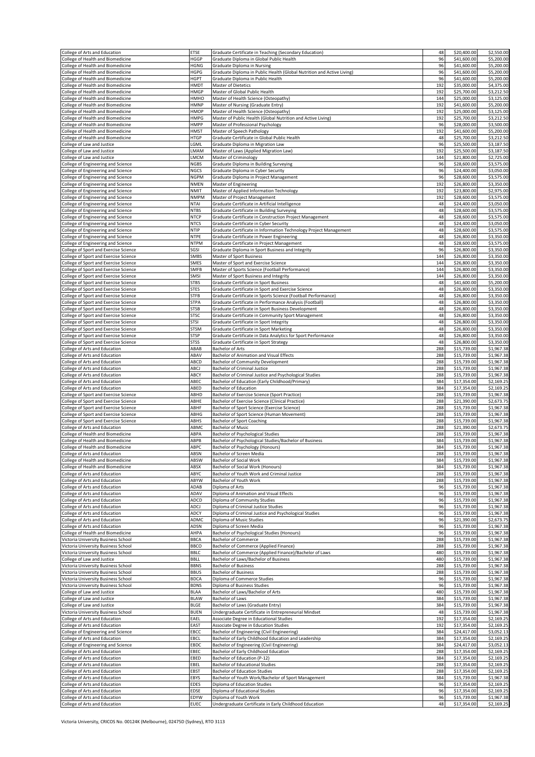| | | | | | |
|---|---|---|---|---|---|
| College of Arts and Education | ETSE | Graduate Certificate in Teaching (Secondary Education) | 48 | $20,400.00 | $2,550.00 |
| College of Health and Biomedicine | HGGP | Graduate Diploma in Global Public Health | 96 | $41,600.00 | $5,200.00 |
| College of Health and Biomedicine | HGNG | Graduate Diploma in Nursing | 96 | $41,600.00 | $5,200.00 |
| College of Health and Biomedicine | HGPG | Graduate Diploma in Public Health (Global Nutrition and Active Living) | 96 | $41,600.00 | $5,200.00 |
| College of Health and Biomedicine | HGPT | Graduate Diploma in Public Health | 96 | $41,600.00 | $5,200.00 |
| College of Health and Biomedicine | HMDT | Master of Dietetics | 192 | $35,000.00 | $4,375.00 |
| College of Health and Biomedicine | HMGP | Master of Global Public Health | 192 | $25,700.00 | $3,212.50 |
| College of Health and Biomedicine | HMHO | Master of Health Science (Osteopathy) | 144 | $25,000.00 | $3,125.00 |
| College of Health and Biomedicine | HMNP | Master of Nursing (Graduate Entry) | 192 | $41,600.00 | $5,200.00 |
| College of Health and Biomedicine | HMOP | Master of Health Science (Osteopathy) | 192 | $25,000.00 | $3,125.00 |
| College of Health and Biomedicine | HMPG | Master of Public Health (Global Nutrition and Active Living) | 192 | $25,700.00 | $3,212.50 |
| College of Health and Biomedicine | HMPP | Master of Professional Psychology | 96 | $28,000.00 | $3,500.00 |
| College of Health and Biomedicine | HMST | Master of Speech Pathology | 192 | $41,600.00 | $5,200.00 |
| College of Health and Biomedicine | HTGP | Graduate Certificate in Global Public Health | 48 | $25,700.00 | $3,212.50 |
| College of Law and Justice | LGML | Graduate Diploma in Migration Law | 96 | $25,500.00 | $3,187.50 |
| College of Law and Justice | LMAM | Master of Laws (Applied Migration Law) | 192 | $25,500.00 | $3,187.50 |
| College of Law and Justice | LMCM | Master of Criminology | 144 | $21,800.00 | $2,725.00 |
| College of Engineering and Science | NGBS | Graduate Diploma in Building Surveying | 96 | $28,600.00 | $3,575.00 |
| College of Engineering and Science | NGCS | Graduate Diploma in Cyber Security | 96 | $24,400.00 | $3,050.00 |
| College of Engineering and Science | NGPM | Graduate Diploma in Project Management | 96 | $28,600.00 | $3,575.00 |
| College of Engineering and Science | NMEN | Master of Engineering | 192 | $26,800.00 | $3,350.00 |
| College of Engineering and Science | NMIT | Master of Applied Information Technology | 192 | $23,800.00 | $2,975.00 |
| College of Engineering and Science | NMPM | Master of Project Management | 192 | $28,600.00 | $3,575.00 |
| College of Engineering and Science | NTAI | Graduate Certificate in Artificial Intelligence | 48 | $24,400.00 | $3,050.00 |
| College of Engineering and Science | NTBS | Graduate Certificate in Building Surveying | 48 | $28,600.00 | $3,575.00 |
| College of Engineering and Science | NTCP | Graduate Certificate in Construction Project Management | 48 | $28,600.00 | $3,575.00 |
| College of Engineering and Science | NTCS | Graduate Certificate in Cyber Security | 48 | $24,400.00 | $3,050.00 |
| College of Engineering and Science | NTIP | Graduate Certificate in Information Technology Project Management | 48 | $28,600.00 | $3,575.00 |
| College of Engineering and Science | NTPE | Graduate Certificate in Power Engineering | 48 | $26,800.00 | $3,350.00 |
| College of Engineering and Science | NTPM | Graduate Certificate in Project Management | 48 | $28,600.00 | $3,575.00 |
| College of Sport and Exercise Science | SGSI | Graduate Diploma in Sport Business and Integrity | 96 | $26,800.00 | $3,350.00 |
| College of Sport and Exercise Science | SMBS | Master of Sport Business | 144 | $26,800.00 | $3,350.00 |
| College of Sport and Exercise Science | SMES | Master of Sport and Exercise Science | 144 | $26,800.00 | $3,350.00 |
| College of Sport and Exercise Science | SMFB | Master of Sports Science (Football Performance) | 144 | $26,800.00 | $3,350.00 |
| College of Sport and Exercise Science | SMSI | Master of Sport Business and Integrity | 144 | $26,800.00 | $3,350.00 |
| College of Sport and Exercise Science | STBS | Graduate Certificate in Sport Business | 48 | $41,600.00 | $5,200.00 |
| College of Sport and Exercise Science | STES | Graduate Certificate in Sport and Exercise Science | 48 | $26,800.00 | $3,350.00 |
| College of Sport and Exercise Science | STFB | Graduate Certificate in Sports Science (Football Performance) | 48 | $26,800.00 | $3,350.00 |
| College of Sport and Exercise Science | STPA | Graduate Certificate in Performance Analysis (Football) | 48 | $26,800.00 | $3,350.00 |
| College of Sport and Exercise Science | STSB | Graduate Certificate in Sport Business Development | 48 | $26,800.00 | $3,350.00 |
| College of Sport and Exercise Science | STSC | Graduate Certificate in Community Sport Management | 48 | $26,800.00 | $3,350.00 |
| College of Sport and Exercise Science | STSI | Graduate Certificate in Sport Integrity | 48 | $26,800.00 | $3,350.00 |
| College of Sport and Exercise Science | STSM | Graduate Certificate in Sport Marketing | 48 | $26,800.00 | $3,350.00 |
| College of Sport and Exercise Science | STSP | Graduate Certificate in Data Analytics for Sport Performance | 48 | $26,800.00 | $3,350.00 |
| College of Sport and Exercise Science | STSS | Graduate Certificate in Sport Strategy | 48 | $26,800.00 | $3,350.00 |
| College of Arts and Education | ABAB | Bachelor of Arts | 288 | $15,739.00 | $1,967.38 |
| College of Arts and Education | ABAV | Bachelor of Animation and Visual Effects | 288 | $15,739.00 | $1,967.38 |
| College of Arts and Education | ABCD | Bachelor of Community Development | 288 | $15,739.00 | $1,967.38 |
| College of Arts and Education | ABCJ | Bachelor of Criminal Justice | 288 | $15,739.00 | $1,967.38 |
| College of Arts and Education | ABCY | Bachelor of Criminal Justice and Psychological Studies | 288 | $15,739.00 | $1,967.38 |
| College of Arts and Education | ABEC | Bachelor of Education (Early Childhood/Primary) | 384 | $17,354.00 | $2,169.25 |
| College of Arts and Education | ABED | Bachelor of Education | 384 | $17,354.00 | $2,169.25 |
| College of Sport and Exercise Science | ABHD | Bachelor of Exercise Science (Sport Practice) | 288 | $15,739.00 | $1,967.38 |
| College of Sport and Exercise Science | ABHE | Bachelor of Exercise Science (Clinical Practice) | 288 | $21,390.00 | $2,673.75 |
| College of Sport and Exercise Science | ABHF | Bachelor of Sport Science (Exercise Science) | 288 | $15,739.00 | $1,967.38 |
| College of Sport and Exercise Science | ABHG | Bachelor of Sport Science (Human Movement) | 288 | $15,739.00 | $1,967.38 |
| College of Sport and Exercise Science | ABHS | Bachelor of Sport Coaching | 288 | $15,739.00 | $1,967.38 |
| College of Arts and Education | ABMC | Bachelor of Music | 288 | $21,390.00 | $2,673.75 |
| College of Health and Biomedicine | ABPA | Bachelor of Psychological Studies | 288 | $15,739.00 | $1,967.38 |
| College of Health and Biomedicine | ABPB | Bachelor of Psychological Studies/Bachelor of Business | 384 | $15,739.00 | $1,967.38 |
| College of Health and Biomedicine | ABPC | Bachelor of Psychology (Honours) | 384 | $15,739.00 | $1,967.38 |
| College of Arts and Education | ABSN | Bachelor of Screen Media | 288 | $15,739.00 | $1,967.38 |
| College of Health and Biomedicine | ABSW | Bachelor of Social Work | 384 | $15,739.00 | $1,967.38 |
| College of Health and Biomedicine | ABSX | Bachelor of Social Work (Honours) | 384 | $15,739.00 | $1,967.38 |
| College of Arts and Education | ABYC | Bachelor of Youth Work and Criminal Justice | 288 | $15,739.00 | $1,967.38 |
| College of Arts and Education | ABYW | Bachelor of Youth Work | 288 | $15,739.00 | $1,967.38 |
| College of Arts and Education | ADAB | Diploma of Arts | 96 | $15,739.00 | $1,967.38 |
| College of Arts and Education | ADAV | Diploma of Animation and Visual Effects | 96 | $15,739.00 | $1,967.38 |
| College of Arts and Education | ADCD | Diploma of Community Studies | 96 | $15,739.00 | $1,967.38 |
| College of Arts and Education | ADCJ | Diploma of Criminal Justice Studies | 96 | $15,739.00 | $1,967.38 |
| College of Arts and Education | ADCY | Diploma of Criminal Justice and Psychological Studies | 96 | $15,739.00 | $1,967.38 |
| College of Arts and Education | ADMC | Diploma of Music Studies | 96 | $21,390.00 | $2,673.75 |
| College of Arts and Education | ADSN | Diploma of Screen Media | 96 | $15,739.00 | $1,967.38 |
| College of Health and Biomedicine | AHPA | Bachelor of Psychological Studies (Honours) | 96 | $15,739.00 | $1,967.38 |
| Victoria University Business School | BBCA | Bachelor of Commerce | 288 | $15,739.00 | $1,967.38 |
| Victoria University Business School | BBCO | Bachelor of Commerce (Applied Finance) | 288 | $15,739.00 | $1,967.38 |
| Victoria University Business School | BBLC | Bachelor of Commerce (Applied Finance)/Bachelor of Laws | 480 | $15,739.00 | $1,967.38 |
| College of Law and Justice | BBLL | Bachelor of Laws/Bachelor of Business | 480 | $15,739.00 | $1,967.38 |
| Victoria University Business School | BBNS | Bachelor of Business | 288 | $15,739.00 | $1,967.38 |
| Victoria University Business School | BBUS | Bachelor of Business | 288 | $15,739.00 | $1,967.38 |
| Victoria University Business School | BDCA | Diploma of Commerce Studies | 96 | $15,739.00 | $1,967.38 |
| Victoria University Business School | BDNS | Diploma of Business Studies | 96 | $15,739.00 | $1,967.38 |
| College of Law and Justice | BLAA | Bachelor of Laws/Bachelor of Arts | 480 | $15,739.00 | $1,967.38 |
| College of Law and Justice | BLAW | Bachelor of Laws | 384 | $15,739.00 | $1,967.38 |
| College of Law and Justice | BLGE | Bachelor of Laws (Graduate Entry) | 384 | $15,739.00 | $1,967.38 |
| Victoria University Business School | BUEN | Undergraduate Certificate in Entrepreneurial Mindset | 48 | $15,739.00 | $1,967.38 |
| College of Arts and Education | EAEL | Associate Degree in Educational Studies | 192 | $17,354.00 | $2,169.25 |
| College of Arts and Education | EAST | Associate Degree in Education Studies | 192 | $17,354.00 | $2,169.25 |
| College of Engineering and Science | EBCC | Bachelor of Engineering (Civil Engineering) | 384 | $24,417.00 | $3,052.13 |
| College of Arts and Education | EBCL | Bachelor of Early Childhood Education and Leadership | 384 | $17,354.00 | $2,169.25 |
| College of Engineering and Science | EBDC | Bachelor of Engineering (Civil Engineering) | 384 | $24,417.00 | $3,052.13 |
| College of Arts and Education | EBEC | Bachelor of Early Childhood Education | 288 | $17,354.00 | $2,169.25 |
| College of Arts and Education | EBED | Bachelor of Education (P-12) | 384 | $17,354.00 | $2,169.25 |
| College of Arts and Education | EBEL | Bachelor of Educational Studies | 288 | $17,354.00 | $2,169.25 |
| College of Arts and Education | EBST | Bachelor of Education Studies | 288 | $17,354.00 | $2,169.25 |
| College of Arts and Education | EBYS | Bachelor of Youth Work/Bachelor of Sport Management | 384 | $15,739.00 | $1,967.38 |
| College of Arts and Education | EDES | Diploma of Education Studies | 96 | $17,354.00 | $2,169.25 |
| College of Arts and Education | EDSE | Diploma of Educational Studies | 96 | $17,354.00 | $2,169.25 |
| College of Arts and Education | EDYW | Diploma of Youth Work | 96 | $15,739.00 | $1,967.38 |
| College of Arts and Education | EUEC | Undergraduate Certificate in Early Childhood Education | 48 | $17,354.00 | $2,169.25 |

Victoria University, CRICOS No. 00124K (Melbourne), 02475D (Sydney), RTO 3113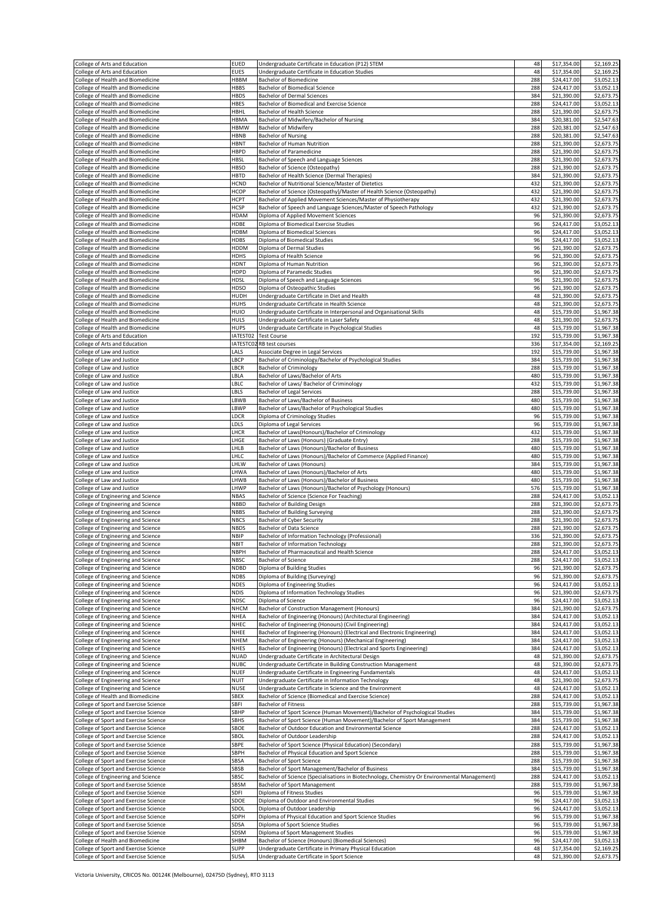| College of Arts and Education | EUED | Undergraduate Certificate in Education (P12) STEM | 48 | $17,354.00 | $2,169.25 |
|---|---|---|---|---|---|
| College of Arts and Education | EUES | Undergraduate Certificate in Education Studies | 48 | $17,354.00 | $2,169.25 |
| College of Health and Biomedicine | HBBM | Bachelor of Biomedicine | 288 | $24,417.00 | $3,052.13 |
| College of Health and Biomedicine | HBBS | Bachelor of Biomedical Science | 288 | $24,417.00 | $3,052.13 |
| College of Health and Biomedicine | HBDS | Bachelor of Dermal Sciences | 384 | $21,390.00 | $2,673.75 |
| College of Health and Biomedicine | HBES | Bachelor of Biomedical and Exercise Science | 288 | $24,417.00 | $3,052.13 |
| College of Health and Biomedicine | HBHL | Bachelor of Health Science | 288 | $21,390.00 | $2,673.75 |
| College of Health and Biomedicine | HBMA | Bachelor of Midwifery/Bachelor of Nursing | 384 | $20,381.00 | $2,547.63 |
| College of Health and Biomedicine | HBMW | Bachelor of Midwifery | 288 | $20,381.00 | $2,547.63 |
| College of Health and Biomedicine | HBNB | Bachelor of Nursing | 288 | $20,381.00 | $2,547.63 |
| College of Health and Biomedicine | HBNT | Bachelor of Human Nutrition | 288 | $21,390.00 | $2,673.75 |
| College of Health and Biomedicine | HBPD | Bachelor of Paramedicine | 288 | $21,390.00 | $2,673.75 |
| College of Health and Biomedicine | HBSL | Bachelor of Speech and Language Sciences | 288 | $21,390.00 | $2,673.75 |
| College of Health and Biomedicine | HBSO | Bachelor of Science (Osteopathy) | 288 | $21,390.00 | $2,673.75 |
| College of Health and Biomedicine | HBTD | Bachelor of Health Science (Dermal Therapies) | 384 | $21,390.00 | $2,673.75 |
| College of Health and Biomedicine | HCND | Bachelor of Nutritional Science/Master of Dietetics | 432 | $21,390.00 | $2,673.75 |
| College of Health and Biomedicine | HCOP | Bachelor of Science (Osteopathy)/Master of Health Science (Osteopathy) | 432 | $21,390.00 | $2,673.75 |
| College of Health and Biomedicine | HCPT | Bachelor of Applied Movement Sciences/Master of Physiotherapy | 432 | $21,390.00 | $2,673.75 |
| College of Health and Biomedicine | HCSP | Bachelor of Speech and Language Sciences/Master of Speech Pathology | 432 | $21,390.00 | $2,673.75 |
| College of Health and Biomedicine | HDAM | Diploma of Applied Movement Sciences | 96 | $21,390.00 | $2,673.75 |
| College of Health and Biomedicine | HDBE | Diploma of Biomedical Exercise Studies | 96 | $24,417.00 | $3,052.13 |
| College of Health and Biomedicine | HDBM | Diploma of Biomedical Sciences | 96 | $24,417.00 | $3,052.13 |
| College of Health and Biomedicine | HDBS | Diploma of Biomedical Studies | 96 | $24,417.00 | $3,052.13 |
| College of Health and Biomedicine | HDDM | Diploma of Dermal Studies | 96 | $21,390.00 | $2,673.75 |
| College of Health and Biomedicine | HDHS | Diploma of Health Science | 96 | $21,390.00 | $2,673.75 |
| College of Health and Biomedicine | HDNT | Diploma of Human Nutrition | 96 | $21,390.00 | $2,673.75 |
| College of Health and Biomedicine | HDPD | Diploma of Paramedic Studies | 96 | $21,390.00 | $2,673.75 |
| College of Health and Biomedicine | HDSL | Diploma of Speech and Language Sciences | 96 | $21,390.00 | $2,673.75 |
| College of Health and Biomedicine | HDSO | Diploma of Osteopathic Studies | 96 | $21,390.00 | $2,673.75 |
| College of Health and Biomedicine | HUDH | Undergraduate Certificate in Diet and Health | 48 | $21,390.00 | $2,673.75 |
| College of Health and Biomedicine | HUHS | Undergraduate Certificate in Health Science | 48 | $21,390.00 | $2,673.75 |
| College of Health and Biomedicine | HUIO | Undergraduate Certificate in Interpersonal and Organisational Skills | 48 | $15,739.00 | $1,967.38 |
| College of Health and Biomedicine | HULS | Undergraduate Certificate in Laser Safety | 48 | $21,390.00 | $2,673.75 |
| College of Health and Biomedicine | HUPS | Undergraduate Certificate in Psychological Studies | 48 | $15,739.00 | $1,967.38 |
| College of Arts and Education | IATEST02 | Test Course | 192 | $15,739.00 | $1,967.38 |
| College of Arts and Education | IATEST02 | RB test courses | 336 | $17,354.00 | $2,169.25 |
| College of Law and Justice | LALS | Associate Degree in Legal Services | 192 | $15,739.00 | $1,967.38 |
| College of Law and Justice | LBCP | Bachelor of Criminology/Bachelor of Psychological Studies | 384 | $15,739.00 | $1,967.38 |
| College of Law and Justice | LBCR | Bachelor of Criminology | 288 | $15,739.00 | $1,967.38 |
| College of Law and Justice | LBLA | Bachelor of Laws/Bachelor of Arts | 480 | $15,739.00 | $1,967.38 |
| College of Law and Justice | LBLC | Bachelor of Laws/ Bachelor of Criminology | 432 | $15,739.00 | $1,967.38 |
| College of Law and Justice | LBLS | Bachelor of Legal Services | 288 | $15,739.00 | $1,967.38 |
| College of Law and Justice | LBWB | Bachelor of Laws/Bachelor of Business | 480 | $15,739.00 | $1,967.38 |
| College of Law and Justice | LBWP | Bachelor of Laws/Bachelor of Psychological Studies | 480 | $15,739.00 | $1,967.38 |
| College of Law and Justice | LDCR | Diploma of Criminology Studies | 96 | $15,739.00 | $1,967.38 |
| College of Law and Justice | LDLS | Diploma of Legal Services | 96 | $15,739.00 | $1,967.38 |
| College of Law and Justice | LHCR | Bachelor of Laws(Honours)/Bachelor of Criminology | 432 | $15,739.00 | $1,967.38 |
| College of Law and Justice | LHGE | Bachelor of Laws (Honours) (Graduate Entry) | 288 | $15,739.00 | $1,967.38 |
| College of Law and Justice | LHLB | Bachelor of Laws (Honours)/Bachelor of Business | 480 | $15,739.00 | $1,967.38 |
| College of Law and Justice | LHLC | Bachelor of Laws (Honours)/Bachelor of Commerce (Applied Finance) | 480 | $15,739.00 | $1,967.38 |
| College of Law and Justice | LHLW | Bachelor of Laws (Honours) | 384 | $15,739.00 | $1,967.38 |
| College of Law and Justice | LHWA | Bachelor of Laws (Honours)/Bachelor of Arts | 480 | $15,739.00 | $1,967.38 |
| College of Law and Justice | LHWB | Bachelor of Laws (Honours)/Bachelor of Business | 480 | $15,739.00 | $1,967.38 |
| College of Law and Justice | LHWP | Bachelor of Laws (Honours)/Bachelor of Psychology (Honours) | 576 | $15,739.00 | $1,967.38 |
| College of Engineering and Science | NBAS | Bachelor of Science (Science For Teaching) | 288 | $24,417.00 | $3,052.13 |
| College of Engineering and Science | NBBD | Bachelor of Building Design | 288 | $21,390.00 | $2,673.75 |
| College of Engineering and Science | NBBS | Bachelor of Building Surveying | 288 | $21,390.00 | $2,673.75 |
| College of Engineering and Science | NBCS | Bachelor of Cyber Security | 288 | $21,390.00 | $2,673.75 |
| College of Engineering and Science | NBDS | Bachelor of Data Science | 288 | $21,390.00 | $2,673.75 |
| College of Engineering and Science | NBIP | Bachelor of Information Technology (Professional) | 336 | $21,390.00 | $2,673.75 |
| College of Engineering and Science | NBIT | Bachelor of Information Technology | 288 | $21,390.00 | $2,673.75 |
| College of Engineering and Science | NBPH | Bachelor of Pharmaceutical and Health Science | 288 | $24,417.00 | $3,052.13 |
| College of Engineering and Science | NBSC | Bachelor of Science | 288 | $24,417.00 | $3,052.13 |
| College of Engineering and Science | NDBD | Diploma of Building Studies | 96 | $21,390.00 | $2,673.75 |
| College of Engineering and Science | NDBS | Diploma of Building (Surveying) | 96 | $21,390.00 | $2,673.75 |
| College of Engineering and Science | NDES | Diploma of Engineering Studies | 96 | $24,417.00 | $3,052.13 |
| College of Engineering and Science | NDIS | Diploma of Information Technology Studies | 96 | $21,390.00 | $2,673.75 |
| College of Engineering and Science | NDSC | Diploma of Science | 96 | $24,417.00 | $3,052.13 |
| College of Engineering and Science | NHCM | Bachelor of Construction Management (Honours) | 384 | $21,390.00 | $2,673.75 |
| College of Engineering and Science | NHEA | Bachelor of Engineering (Honours) (Architectural Engineering) | 384 | $24,417.00 | $3,052.13 |
| College of Engineering and Science | NHEC | Bachelor of Engineering (Honours) (Civil Engineering) | 384 | $24,417.00 | $3,052.13 |
| College of Engineering and Science | NHEE | Bachelor of Engineering (Honours) (Electrical and Electronic Engineering) | 384 | $24,417.00 | $3,052.13 |
| College of Engineering and Science | NHEM | Bachelor of Engineering (Honours) (Mechanical Engineering) | 384 | $24,417.00 | $3,052.13 |
| College of Engineering and Science | NHES | Bachelor of Engineering (Honours) (Electrical and Sports Engineering) | 384 | $24,417.00 | $3,052.13 |
| College of Engineering and Science | NUAD | Undergraduate Certificate in Architectural Design | 48 | $21,390.00 | $2,673.75 |
| College of Engineering and Science | NUBC | Undergraduate Certificate in Building Construction Management | 48 | $21,390.00 | $2,673.75 |
| College of Engineering and Science | NUEF | Undergraduate Certificate in Engineering Fundamentals | 48 | $24,417.00 | $3,052.13 |
| College of Engineering and Science | NUIT | Undergraduate Certificate in Information Technology | 48 | $21,390.00 | $2,673.75 |
| College of Engineering and Science | NUSE | Undergraduate Certificate in Science and the Environment | 48 | $24,417.00 | $3,052.13 |
| College of Health and Biomedicine | SBEX | Bachelor of Science (Biomedical and Exercise Science) | 288 | $24,417.00 | $3,052.13 |
| College of Sport and Exercise Science | SBFI | Bachelor of Fitness | 288 | $15,739.00 | $1,967.38 |
| College of Sport and Exercise Science | SBHP | Bachelor of Sport Science (Human Movement)/Bachelor of Psychological Studies | 384 | $15,739.00 | $1,967.38 |
| College of Sport and Exercise Science | SBHS | Bachelor of Sport Science (Human Movement)/Bachelor of Sport Management | 384 | $15,739.00 | $1,967.38 |
| College of Sport and Exercise Science | SBOE | Bachelor of Outdoor Education and Environmental Science | 288 | $24,417.00 | $3,052.13 |
| College of Sport and Exercise Science | SBOL | Bachelor of Outdoor Leadership | 288 | $24,417.00 | $3,052.13 |
| College of Sport and Exercise Science | SBPE | Bachelor of Sport Science (Physical Education) (Secondary) | 288 | $15,739.00 | $1,967.38 |
| College of Sport and Exercise Science | SBPH | Bachelor of Physical Education and Sport Science | 288 | $15,739.00 | $1,967.38 |
| College of Sport and Exercise Science | SBSA | Bachelor of Sport Science | 288 | $15,739.00 | $1,967.38 |
| College of Sport and Exercise Science | SBSB | Bachelor of Sport Management/Bachelor of Business | 384 | $15,739.00 | $1,967.38 |
| College of Engineering and Science | SBSC | Bachelor of Science (Specialisations in Biotechnology, Chemistry Or Environmental Management) | 288 | $24,417.00 | $3,052.13 |
| College of Sport and Exercise Science | SBSM | Bachelor of Sport Management | 288 | $15,739.00 | $1,967.38 |
| College of Sport and Exercise Science | SDFI | Diploma of Fitness Studies | 96 | $15,739.00 | $1,967.38 |
| College of Sport and Exercise Science | SDOE | Diploma of Outdoor and Environmental Studies | 96 | $24,417.00 | $3,052.13 |
| College of Sport and Exercise Science | SDOL | Diploma of Outdoor Leadership | 96 | $24,417.00 | $3,052.13 |
| College of Sport and Exercise Science | SDPH | Diploma of Physical Education and Sport Science Studies | 96 | $15,739.00 | $1,967.38 |
| College of Sport and Exercise Science | SDSA | Diploma of Sport Science Studies | 96 | $15,739.00 | $1,967.38 |
| College of Sport and Exercise Science | SDSM | Diploma of Sport Management Studies | 96 | $15,739.00 | $1,967.38 |
| College of Health and Biomedicine | SHBM | Bachelor of Science (Honours) (Biomedical Sciences) | 96 | $24,417.00 | $3,052.13 |
| College of Sport and Exercise Science | SUPP | Undergraduate Certificate in Primary Physical Education | 48 | $17,354.00 | $2,169.25 |
| College of Sport and Exercise Science | SUSA | Undergraduate Certificate in Sport Science | 48 | $21,390.00 | $2,673.75 |

Victoria University, CRICOS No. 00124K (Melbourne), 02475D (Sydney), RTO 3113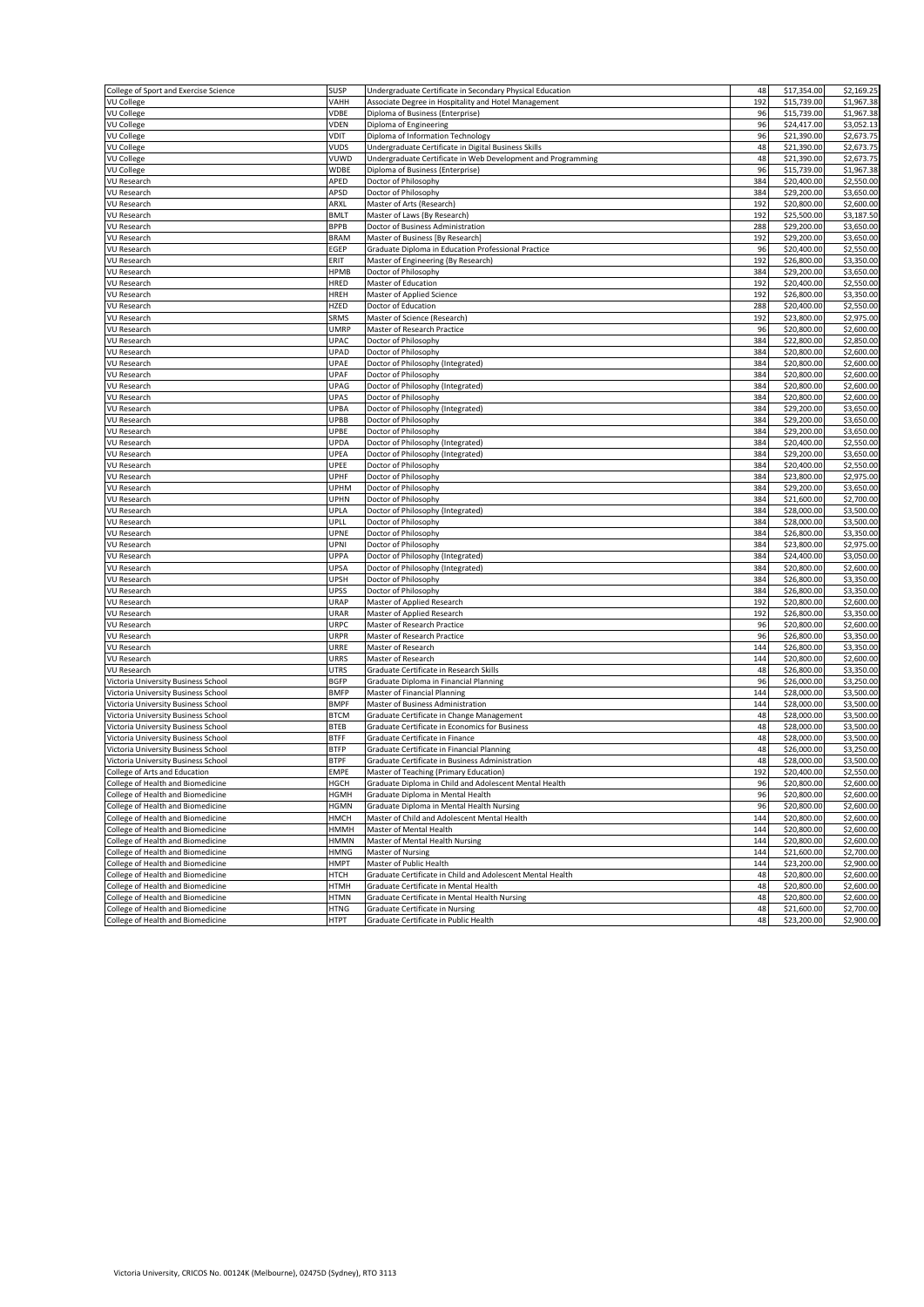| | | | | | |
|---|---|---|---|---|---|
| College of Sport and Exercise Science | SUSP | Undergraduate Certificate in Secondary Physical Education | 48 | $17,354.00 | $2,169.25 |
| VU College | VAHH | Associate Degree in Hospitality and Hotel Management | 192 | $15,739.00 | $1,967.38 |
| VU College | VDBE | Diploma of Business (Enterprise) | 96 | $15,739.00 | $1,967.38 |
| VU College | VDEN | Diploma of Engineering | 96 | $24,417.00 | $3,052.13 |
| VU College | VDIT | Diploma of Information Technology | 96 | $21,390.00 | $2,673.75 |
| VU College | VUDS | Undergraduate Certificate in Digital Business Skills | 48 | $21,390.00 | $2,673.75 |
| VU College | VUWD | Undergraduate Certificate in Web Development and Programming | 48 | $21,390.00 | $2,673.75 |
| VU College | WDBE | Diploma of Business (Enterprise) | 96 | $15,739.00 | $1,967.38 |
| VU Research | APED | Doctor of Philosophy | 384 | $20,400.00 | $2,550.00 |
| VU Research | APSD | Doctor of Philosophy | 384 | $29,200.00 | $3,650.00 |
| VU Research | ARXL | Master of Arts (Research) | 192 | $20,800.00 | $2,600.00 |
| VU Research | BMLT | Master of Laws (By Research) | 192 | $25,500.00 | $3,187.50 |
| VU Research | BPPB | Doctor of Business Administration | 288 | $29,200.00 | $3,650.00 |
| VU Research | BRAM | Master of Business [By Research] | 192 | $29,200.00 | $3,650.00 |
| VU Research | EGEP | Graduate Diploma in Education Professional Practice | 96 | $20,400.00 | $2,550.00 |
| VU Research | ERIT | Master of Engineering (By Research) | 192 | $26,800.00 | $3,350.00 |
| VU Research | HPMB | Doctor of Philosophy | 384 | $29,200.00 | $3,650.00 |
| VU Research | HRED | Master of Education | 192 | $20,400.00 | $2,550.00 |
| VU Research | HREH | Master of Applied Science | 192 | $26,800.00 | $3,350.00 |
| VU Research | HZED | Doctor of Education | 288 | $20,400.00 | $2,550.00 |
| VU Research | SRMS | Master of Science (Research) | 192 | $23,800.00 | $2,975.00 |
| VU Research | UMRP | Master of Research Practice | 96 | $20,800.00 | $2,600.00 |
| VU Research | UPAC | Doctor of Philosophy | 384 | $22,800.00 | $2,850.00 |
| VU Research | UPAD | Doctor of Philosophy | 384 | $20,800.00 | $2,600.00 |
| VU Research | UPAE | Doctor of Philosophy (Integrated) | 384 | $20,800.00 | $2,600.00 |
| VU Research | UPAF | Doctor of Philosophy | 384 | $20,800.00 | $2,600.00 |
| VU Research | UPAG | Doctor of Philosophy (Integrated) | 384 | $20,800.00 | $2,600.00 |
| VU Research | UPAS | Doctor of Philosophy | 384 | $20,800.00 | $2,600.00 |
| VU Research | UPBA | Doctor of Philosophy (Integrated) | 384 | $29,200.00 | $3,650.00 |
| VU Research | UPBB | Doctor of Philosophy | 384 | $29,200.00 | $3,650.00 |
| VU Research | UPBE | Doctor of Philosophy | 384 | $29,200.00 | $3,650.00 |
| VU Research | UPDA | Doctor of Philosophy (Integrated) | 384 | $20,400.00 | $2,550.00 |
| VU Research | UPEA | Doctor of Philosophy (Integrated) | 384 | $29,200.00 | $3,650.00 |
| VU Research | UPEE | Doctor of Philosophy | 384 | $20,400.00 | $2,550.00 |
| VU Research | UPHF | Doctor of Philosophy | 384 | $23,800.00 | $2,975.00 |
| VU Research | UPHM | Doctor of Philosophy | 384 | $29,200.00 | $3,650.00 |
| VU Research | UPHN | Doctor of Philosophy | 384 | $21,600.00 | $2,700.00 |
| VU Research | UPLA | Doctor of Philosophy (Integrated) | 384 | $28,000.00 | $3,500.00 |
| VU Research | UPLL | Doctor of Philosophy | 384 | $28,000.00 | $3,500.00 |
| VU Research | UPNE | Doctor of Philosophy | 384 | $26,800.00 | $3,350.00 |
| VU Research | UPNI | Doctor of Philosophy | 384 | $23,800.00 | $2,975.00 |
| VU Research | UPPA | Doctor of Philosophy (Integrated) | 384 | $24,400.00 | $3,050.00 |
| VU Research | UPSA | Doctor of Philosophy (Integrated) | 384 | $20,800.00 | $2,600.00 |
| VU Research | UPSH | Doctor of Philosophy | 384 | $26,800.00 | $3,350.00 |
| VU Research | UPSS | Doctor of Philosophy | 384 | $26,800.00 | $3,350.00 |
| VU Research | URAP | Master of Applied Research | 192 | $20,800.00 | $2,600.00 |
| VU Research | URAR | Master of Applied Research | 192 | $26,800.00 | $3,350.00 |
| VU Research | URPC | Master of Research Practice | 96 | $20,800.00 | $2,600.00 |
| VU Research | URPR | Master of Research Practice | 96 | $26,800.00 | $3,350.00 |
| VU Research | URRE | Master of Research | 144 | $26,800.00 | $3,350.00 |
| VU Research | URRS | Master of Research | 144 | $20,800.00 | $2,600.00 |
| VU Research | UTRS | Graduate Certificate in Research Skills | 48 | $26,800.00 | $3,350.00 |
| Victoria University Business School | BGFP | Graduate Diploma in Financial Planning | 96 | $26,000.00 | $3,250.00 |
| Victoria University Business School | BMFP | Master of Financial Planning | 144 | $28,000.00 | $3,500.00 |
| Victoria University Business School | BMPF | Master of Business Administration | 144 | $28,000.00 | $3,500.00 |
| Victoria University Business School | BTCM | Graduate Certificate in Change Management | 48 | $28,000.00 | $3,500.00 |
| Victoria University Business School | BTEB | Graduate Certificate in Economics for Business | 48 | $28,000.00 | $3,500.00 |
| Victoria University Business School | BTFF | Graduate Certificate in Finance | 48 | $28,000.00 | $3,500.00 |
| Victoria University Business School | BTFP | Graduate Certificate in Financial Planning | 48 | $26,000.00 | $3,250.00 |
| Victoria University Business School | BTPF | Graduate Certificate in Business Administration | 48 | $28,000.00 | $3,500.00 |
| College of Arts and Education | EMPE | Master of Teaching (Primary Education) | 192 | $20,400.00 | $2,550.00 |
| College of Health and Biomedicine | HGCH | Graduate Diploma in Child and Adolescent Mental Health | 96 | $20,800.00 | $2,600.00 |
| College of Health and Biomedicine | HGMH | Graduate Diploma in Mental Health | 96 | $20,800.00 | $2,600.00 |
| College of Health and Biomedicine | HGMN | Graduate Diploma in Mental Health Nursing | 96 | $20,800.00 | $2,600.00 |
| College of Health and Biomedicine | HMCH | Master of Child and Adolescent Mental Health | 144 | $20,800.00 | $2,600.00 |
| College of Health and Biomedicine | HMMH | Master of Mental Health | 144 | $20,800.00 | $2,600.00 |
| College of Health and Biomedicine | HMMN | Master of Mental Health Nursing | 144 | $20,800.00 | $2,600.00 |
| College of Health and Biomedicine | HMNG | Master of Nursing | 144 | $21,600.00 | $2,700.00 |
| College of Health and Biomedicine | HMPT | Master of Public Health | 144 | $23,200.00 | $2,900.00 |
| College of Health and Biomedicine | HTCH | Graduate Certificate in Child and Adolescent Mental Health | 48 | $20,800.00 | $2,600.00 |
| College of Health and Biomedicine | HTMH | Graduate Certificate in Mental Health | 48 | $20,800.00 | $2,600.00 |
| College of Health and Biomedicine | HTMN | Graduate Certificate in Mental Health Nursing | 48 | $20,800.00 | $2,600.00 |
| College of Health and Biomedicine | HTNG | Graduate Certificate in Nursing | 48 | $21,600.00 | $2,700.00 |
| College of Health and Biomedicine | HTPT | Graduate Certificate in Public Health | 48 | $23,200.00 | $2,900.00 |

Victoria University, CRICOS No. 00124K (Melbourne), 02475D (Sydney), RTO 3113